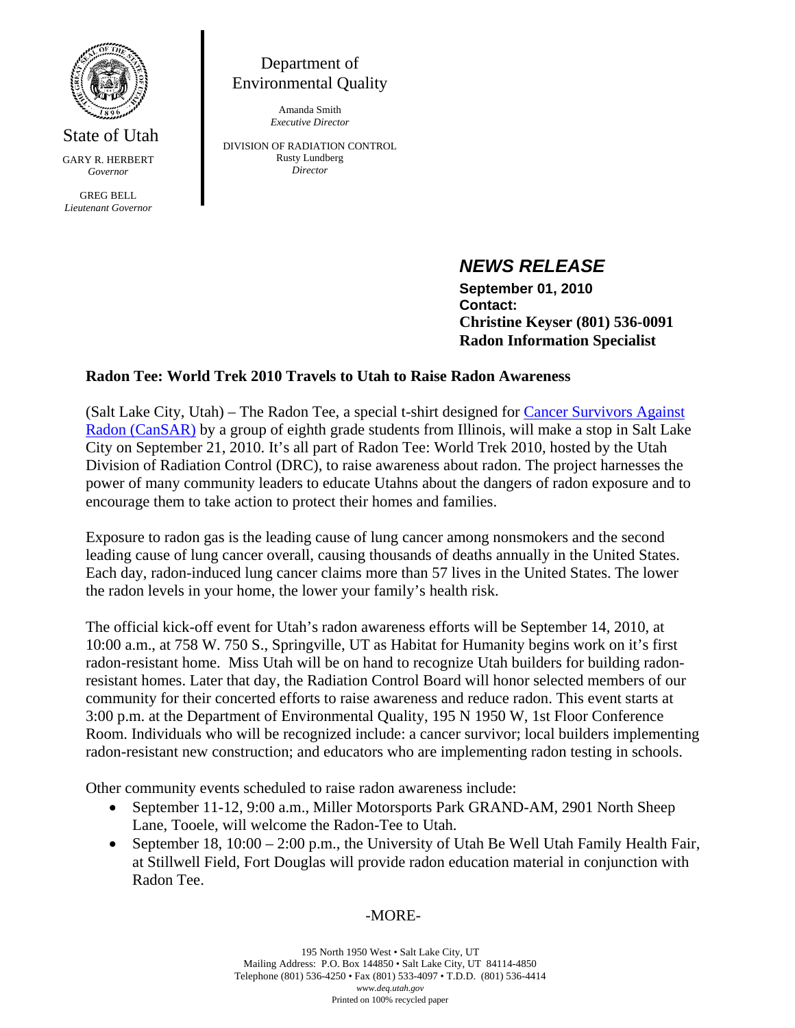State of Utah

GARY R. HERBERT
*Governor*

GREG BELL
*Lieutenant Governor*

Department of Environmental Quality

Amanda Smith
*Executive Director*

DIVISION OF RADIATION CONTROL
Rusty Lundberg
*Director*

## *NEWS RELEASE*

**September 01, 2010**
**Contact:**
**Christine Keyser (801) 536-0091**
**Radon Information Specialist**

### Radon Tee: World Trek 2010 Travels to Utah to Raise Radon Awareness

(Salt Lake City, Utah) – The Radon Tee, a special t-shirt designed for Cancer Survivors Against Radon (CanSAR) by a group of eighth grade students from Illinois, will make a stop in Salt Lake City on September 21, 2010. It's all part of Radon Tee: World Trek 2010, hosted by the Utah Division of Radiation Control (DRC), to raise awareness about radon. The project harnesses the power of many community leaders to educate Utahns about the dangers of radon exposure and to encourage them to take action to protect their homes and families.

Exposure to radon gas is the leading cause of lung cancer among nonsmokers and the second leading cause of lung cancer overall, causing thousands of deaths annually in the United States. Each day, radon-induced lung cancer claims more than 57 lives in the United States. The lower the radon levels in your home, the lower your family's health risk.

The official kick-off event for Utah's radon awareness efforts will be September 14, 2010, at 10:00 a.m., at 758 W. 750 S., Springville, UT as Habitat for Humanity begins work on it's first radon-resistant home. Miss Utah will be on hand to recognize Utah builders for building radon-resistant homes. Later that day, the Radiation Control Board will honor selected members of our community for their concerted efforts to raise awareness and reduce radon. This event starts at 3:00 p.m. at the Department of Environmental Quality, 195 N 1950 W, 1st Floor Conference Room. Individuals who will be recognized include: a cancer survivor; local builders implementing radon-resistant new construction; and educators who are implementing radon testing in schools.

Other community events scheduled to raise radon awareness include:

- September 11-12, 9:00 a.m., Miller Motorsports Park GRAND-AM, 2901 North Sheep Lane, Tooele, will welcome the Radon-Tee to Utah.
- September 18, 10:00 – 2:00 p.m., the University of Utah Be Well Utah Family Health Fair, at Stillwell Field, Fort Douglas will provide radon education material in conjunction with Radon Tee.

-MORE-

195 North 1950 West • Salt Lake City, UT
Mailing Address: P.O. Box 144850 • Salt Lake City, UT 84114-4850
Telephone (801) 536-4250 • Fax (801) 533-4097 • T.D.D. (801) 536-4414
*www.deq.utah.gov*
Printed on 100% recycled paper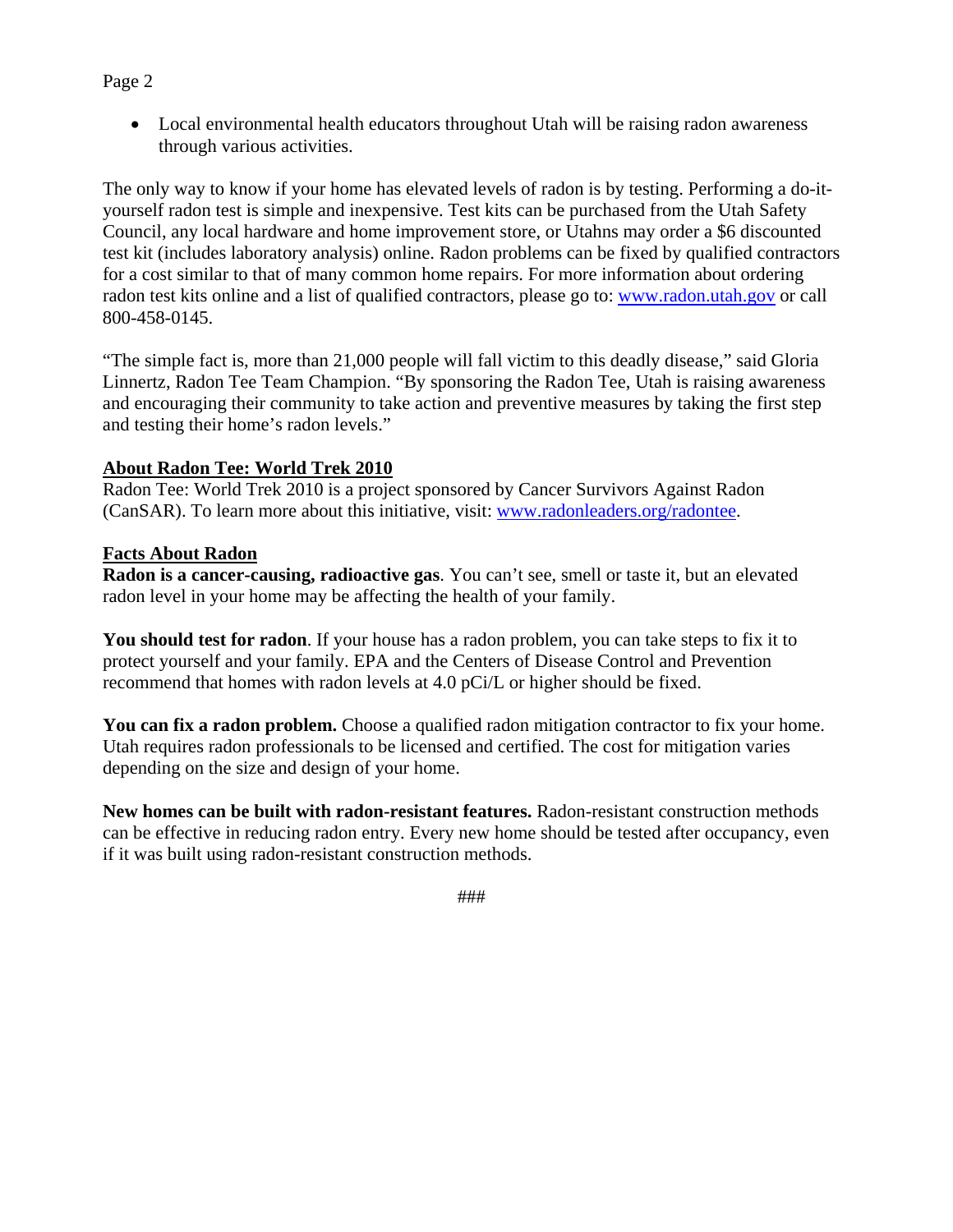- Local environmental health educators throughout Utah will be raising radon awareness through various activities.

The only way to know if your home has elevated levels of radon is by testing. Performing a do-it-yourself radon test is simple and inexpensive. Test kits can be purchased from the Utah Safety Council, any local hardware and home improvement store, or Utahns may order a $6 discounted test kit (includes laboratory analysis) online. Radon problems can be fixed by qualified contractors for a cost similar to that of many common home repairs. For more information about ordering radon test kits online and a list of qualified contractors, please go to: www.radon.utah.gov or call 800-458-0145.

"The simple fact is, more than 21,000 people will fall victim to this deadly disease," said Gloria Linnertz, Radon Tee Team Champion. "By sponsoring the Radon Tee, Utah is raising awareness and encouraging their community to take action and preventive measures by taking the first step and testing their home's radon levels."

**About Radon Tee: World Trek 2010**

Radon Tee: World Trek 2010 is a project sponsored by Cancer Survivors Against Radon (CanSAR). To learn more about this initiative, visit: www.radonleaders.org/radontee.

**Facts About Radon**

**Radon is a cancer-causing, radioactive gas**. You can't see, smell or taste it, but an elevated radon level in your home may be affecting the health of your family.

**You should test for radon**. If your house has a radon problem, you can take steps to fix it to protect yourself and your family. EPA and the Centers of Disease Control and Prevention recommend that homes with radon levels at 4.0 pCi/L or higher should be fixed.

**You can fix a radon problem.** Choose a qualified radon mitigation contractor to fix your home. Utah requires radon professionals to be licensed and certified. The cost for mitigation varies depending on the size and design of your home.

**New homes can be built with radon-resistant features.** Radon-resistant construction methods can be effective in reducing radon entry. Every new home should be tested after occupancy, even if it was built using radon-resistant construction methods.

###